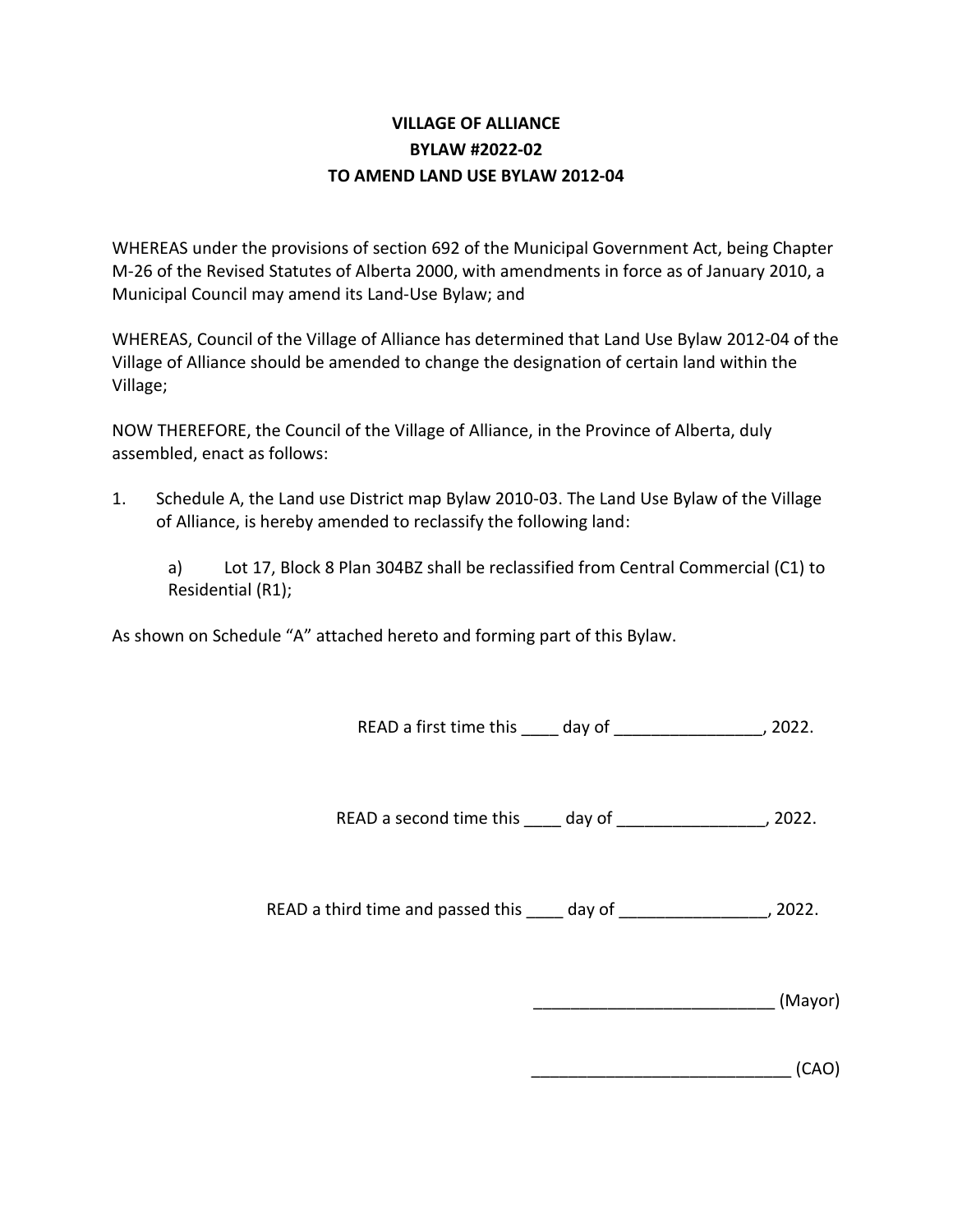# VILLAGE OF ALLIANCE
# BYLAW #2022-02
# TO AMEND LAND USE BYLAW 2012-04

WHEREAS under the provisions of section 692 of the Municipal Government Act, being Chapter M-26 of the Revised Statutes of Alberta 2000, with amendments in force as of January 2010, a Municipal Council may amend its Land-Use Bylaw; and

WHEREAS, Council of the Village of Alliance has determined that Land Use Bylaw 2012-04 of the Village of Alliance should be amended to change the designation of certain land within the Village;

NOW THEREFORE, the Council of the Village of Alliance, in the Province of Alberta, duly assembled, enact as follows:

1. Schedule A, the Land use District map Bylaw 2010-03. The Land Use Bylaw of the Village of Alliance, is hereby amended to reclassify the following land:

   a) Lot 17, Block 8 Plan 304BZ shall be reclassified from Central Commercial (C1) to Residential (R1);

As shown on Schedule "A" attached hereto and forming part of this Bylaw.

READ a first time this ____ day of ________________, 2022.

READ a second time this ____ day of ________________, 2022.

READ a third time and passed this ____ day of ________________, 2022.

__________________________ (Mayor)

____________________________ (CAO)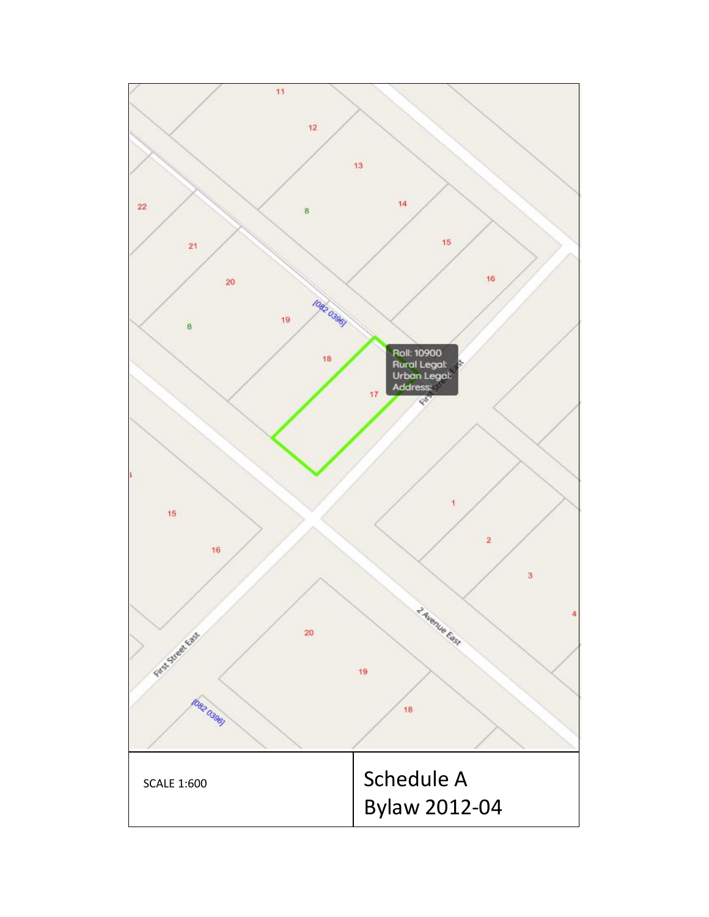11

12

13

22

8

14

21

15

20

16

[082 0396]

19

8

18

Roll: 10900
Rural Legal:
Urban Legal:
Address:

First Street East

17

1

2

15

3

16

4

2 Avenue East

20

First Street East

19

[082 0396]

18

| SCALE 1:600 | Schedule A<br>Bylaw 2012-04 |
| --- | --- |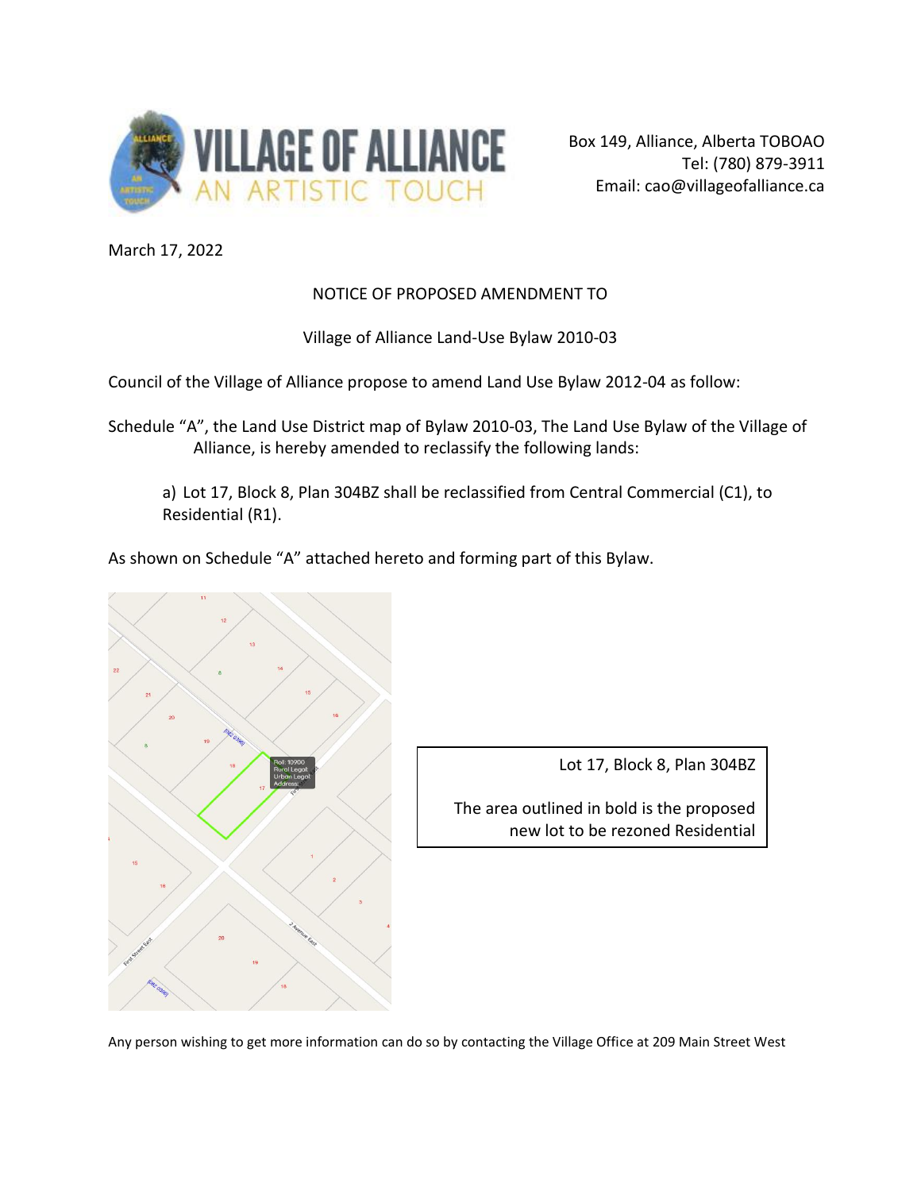VILLAGE OF ALLIANCE
AN ARTISTIC TOUCH

Box 149, Alliance, Alberta TOBOAO
Tel: (780) 879-3911
Email: cao@villageofalliance.ca

March 17, 2022

NOTICE OF PROPOSED AMENDMENT TO

Village of Alliance Land-Use Bylaw 2010-03

Council of the Village of Alliance propose to amend Land Use Bylaw 2012-04 as follow:

Schedule "A", the Land Use District map of Bylaw 2010-03, The Land Use Bylaw of the Village of Alliance, is hereby amended to reclassify the following lands:

a) Lot 17, Block 8, Plan 304BZ shall be reclassified from Central Commercial (C1), to Residential (R1).

As shown on Schedule "A" attached hereto and forming part of this Bylaw.

Lot 17, Block 8, Plan 304BZ

The area outlined in bold is the proposed new lot to be rezoned Residential

Any person wishing to get more information can do so by contacting the Village Office at 209 Main Street West